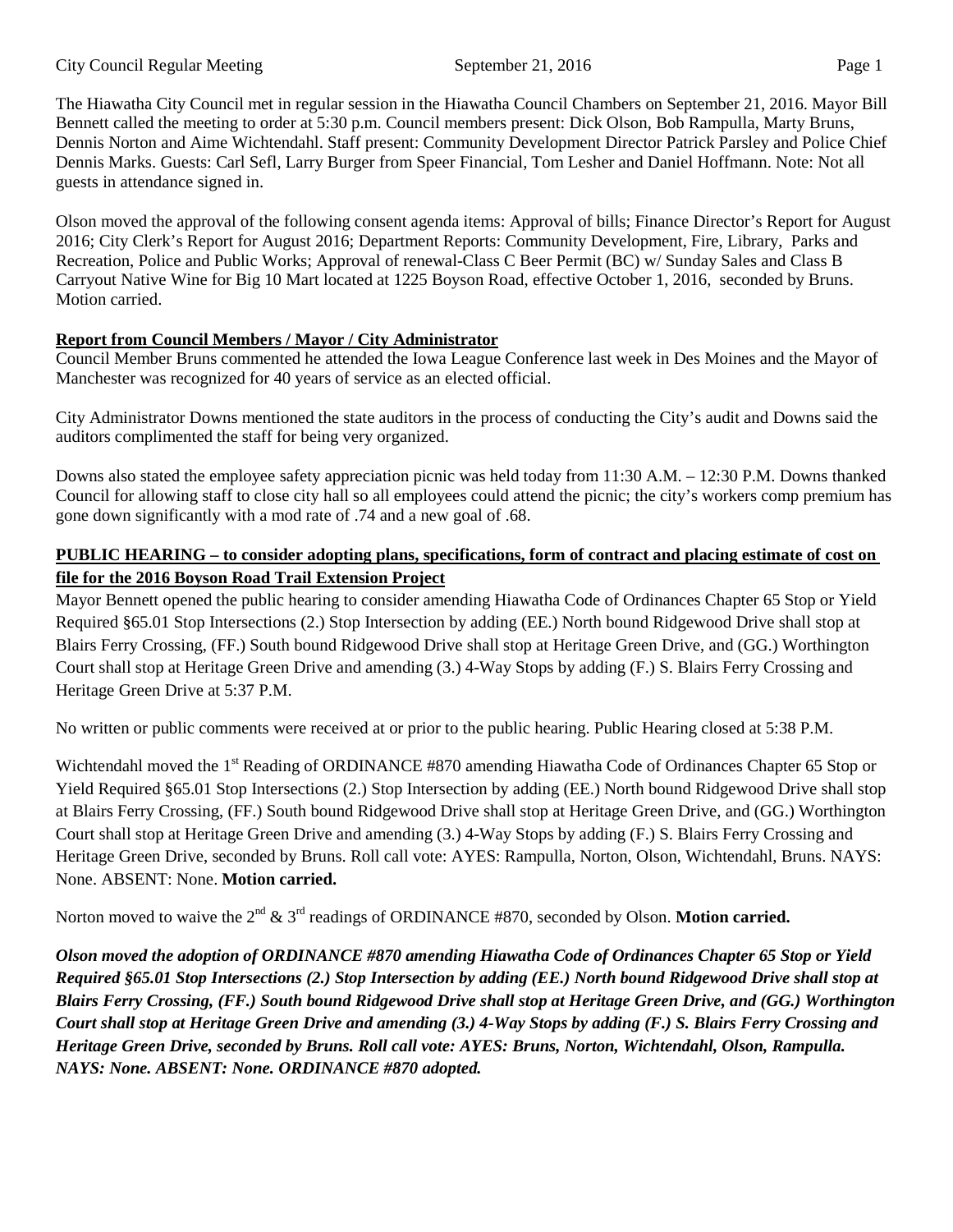The Hiawatha City Council met in regular session in the Hiawatha Council Chambers on September 21, 2016. Mayor Bill Bennett called the meeting to order at 5:30 p.m. Council members present: Dick Olson, Bob Rampulla, Marty Bruns, Dennis Norton and Aime Wichtendahl. Staff present: Community Development Director Patrick Parsley and Police Chief Dennis Marks. Guests: Carl Sefl, Larry Burger from Speer Financial, Tom Lesher and Daniel Hoffmann. Note: Not all guests in attendance signed in.

Olson moved the approval of the following consent agenda items: Approval of bills; Finance Director's Report for August 2016; City Clerk's Report for August 2016; Department Reports: Community Development, Fire, Library, Parks and Recreation, Police and Public Works; Approval of renewal-Class C Beer Permit (BC) w/ Sunday Sales and Class B Carryout Native Wine for Big 10 Mart located at 1225 Boyson Road, effective October 1, 2016, seconded by Bruns. Motion carried.

**Report from Council Members / Mayor / City Administrator**

Council Member Bruns commented he attended the Iowa League Conference last week in Des Moines and the Mayor of Manchester was recognized for 40 years of service as an elected official.

City Administrator Downs mentioned the state auditors in the process of conducting the City's audit and Downs said the auditors complimented the staff for being very organized.

Downs also stated the employee safety appreciation picnic was held today from 11:30 A.M. – 12:30 P.M. Downs thanked Council for allowing staff to close city hall so all employees could attend the picnic; the city's workers comp premium has gone down significantly with a mod rate of .74 and a new goal of .68.

**PUBLIC HEARING – to consider adopting plans, specifications, form of contract and placing estimate of cost on file for the 2016 Boyson Road Trail Extension Project**

Mayor Bennett opened the public hearing to consider amending Hiawatha Code of Ordinances Chapter 65 Stop or Yield Required §65.01 Stop Intersections (2.) Stop Intersection by adding (EE.) North bound Ridgewood Drive shall stop at Blairs Ferry Crossing, (FF.) South bound Ridgewood Drive shall stop at Heritage Green Drive, and (GG.) Worthington Court shall stop at Heritage Green Drive and amending (3.) 4-Way Stops by adding (F.) S. Blairs Ferry Crossing and Heritage Green Drive at 5:37 P.M.

No written or public comments were received at or prior to the public hearing. Public Hearing closed at 5:38 P.M.

Wichtendahl moved the 1st Reading of ORDINANCE #870 amending Hiawatha Code of Ordinances Chapter 65 Stop or Yield Required §65.01 Stop Intersections (2.) Stop Intersection by adding (EE.) North bound Ridgewood Drive shall stop at Blairs Ferry Crossing, (FF.) South bound Ridgewood Drive shall stop at Heritage Green Drive, and (GG.) Worthington Court shall stop at Heritage Green Drive and amending (3.) 4-Way Stops by adding (F.) S. Blairs Ferry Crossing and Heritage Green Drive, seconded by Bruns. Roll call vote: AYES: Rampulla, Norton, Olson, Wichtendahl, Bruns. NAYS: None. ABSENT: None. **Motion carried.**

Norton moved to waive the 2nd & 3rd readings of ORDINANCE #870, seconded by Olson. **Motion carried.**

***Olson moved the adoption of ORDINANCE #870 amending Hiawatha Code of Ordinances Chapter 65 Stop or Yield Required §65.01 Stop Intersections (2.) Stop Intersection by adding (EE.) North bound Ridgewood Drive shall stop at Blairs Ferry Crossing, (FF.) South bound Ridgewood Drive shall stop at Heritage Green Drive, and (GG.) Worthington Court shall stop at Heritage Green Drive and amending (3.) 4-Way Stops by adding (F.) S. Blairs Ferry Crossing and Heritage Green Drive, seconded by Bruns. Roll call vote: AYES: Bruns, Norton, Wichtendahl, Olson, Rampulla. NAYS: None. ABSENT: None. ORDINANCE #870 adopted.***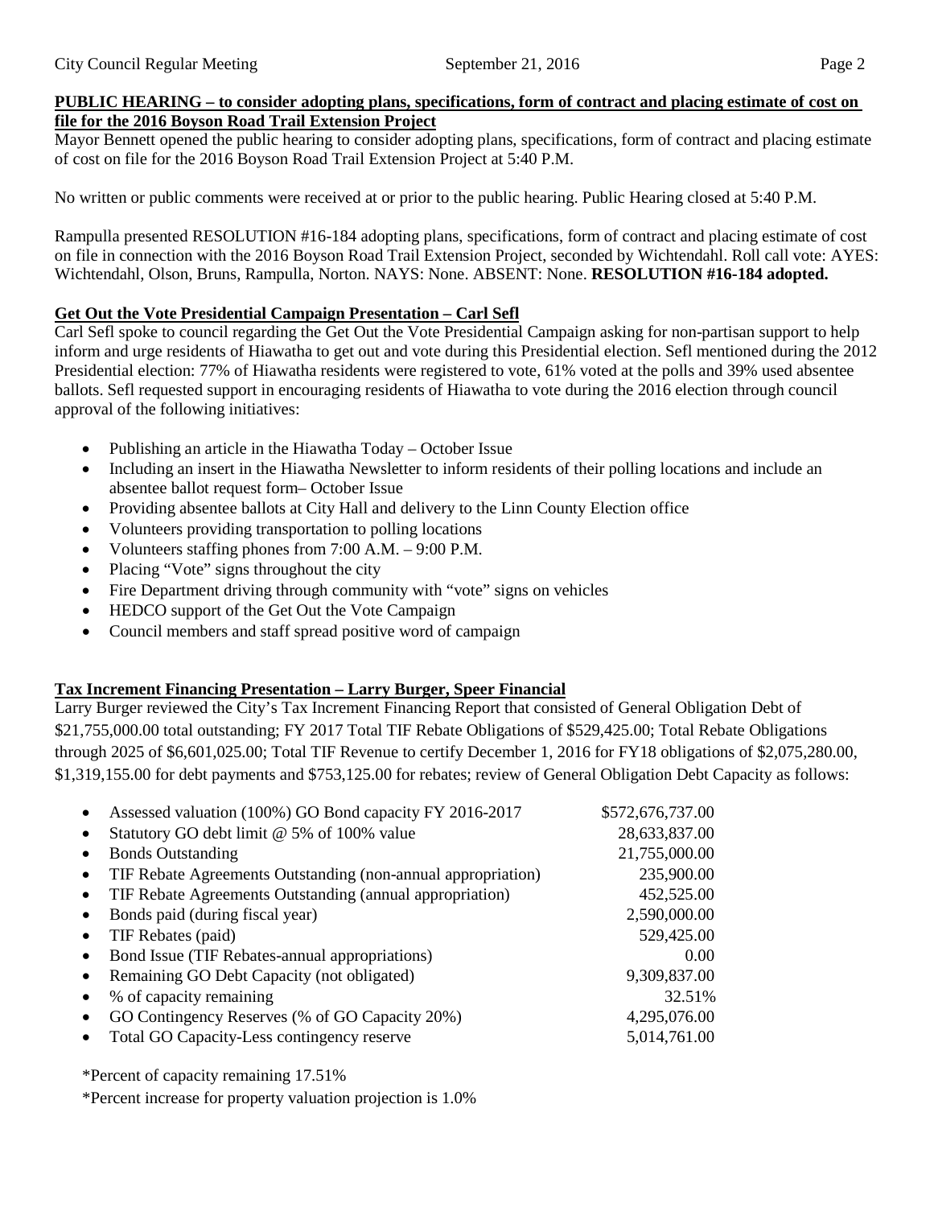**PUBLIC HEARING – to consider adopting plans, specifications, form of contract and placing estimate of cost on file for the 2016 Boyson Road Trail Extension Project**

Mayor Bennett opened the public hearing to consider adopting plans, specifications, form of contract and placing estimate of cost on file for the 2016 Boyson Road Trail Extension Project at 5:40 P.M.

No written or public comments were received at or prior to the public hearing. Public Hearing closed at 5:40 P.M.

Rampulla presented RESOLUTION #16-184 adopting plans, specifications, form of contract and placing estimate of cost on file in connection with the 2016 Boyson Road Trail Extension Project, seconded by Wichtendahl. Roll call vote: AYES: Wichtendahl, Olson, Bruns, Rampulla, Norton. NAYS: None. ABSENT: None. **RESOLUTION #16-184 adopted.**

**Get Out the Vote Presidential Campaign Presentation – Carl Sefl**

Carl Sefl spoke to council regarding the Get Out the Vote Presidential Campaign asking for non-partisan support to help inform and urge residents of Hiawatha to get out and vote during this Presidential election. Sefl mentioned during the 2012 Presidential election: 77% of Hiawatha residents were registered to vote, 61% voted at the polls and 39% used absentee ballots. Sefl requested support in encouraging residents of Hiawatha to vote during the 2016 election through council approval of the following initiatives:

- Publishing an article in the Hiawatha Today – October Issue
- Including an insert in the Hiawatha Newsletter to inform residents of their polling locations and include an absentee ballot request form– October Issue
- Providing absentee ballots at City Hall and delivery to the Linn County Election office
- Volunteers providing transportation to polling locations
- Volunteers staffing phones from 7:00 A.M. – 9:00 P.M.
- Placing "Vote" signs throughout the city
- Fire Department driving through community with "vote" signs on vehicles
- HEDCO support of the Get Out the Vote Campaign
- Council members and staff spread positive word of campaign

**Tax Increment Financing Presentation – Larry Burger, Speer Financial**

Larry Burger reviewed the City's Tax Increment Financing Report that consisted of General Obligation Debt of $21,755,000.00 total outstanding; FY 2017 Total TIF Rebate Obligations of $529,425.00; Total Rebate Obligations through 2025 of $6,601,025.00; Total TIF Revenue to certify December 1, 2016 for FY18 obligations of $2,075,280.00, $1,319,155.00 for debt payments and $753,125.00 for rebates; review of General Obligation Debt Capacity as follows:

| Item | Amount |
|---|---|
| Assessed valuation (100%) GO Bond capacity FY 2016-2017 | $572,676,737.00 |
| Statutory GO debt limit @ 5% of 100% value | 28,633,837.00 |
| Bonds Outstanding | 21,755,000.00 |
| TIF Rebate Agreements Outstanding (non-annual appropriation) | 235,900.00 |
| TIF Rebate Agreements Outstanding (annual appropriation) | 452,525.00 |
| Bonds paid (during fiscal year) | 2,590,000.00 |
| TIF Rebates (paid) | 529,425.00 |
| Bond Issue (TIF Rebates-annual appropriations) | 0.00 |
| Remaining GO Debt Capacity (not obligated) | 9,309,837.00 |
| % of capacity remaining | 32.51% |
| GO Contingency Reserves (% of GO Capacity 20%) | 4,295,076.00 |
| Total GO Capacity-Less contingency reserve | 5,014,761.00 |

*Percent of capacity remaining 17.51%

*Percent increase for property valuation projection is 1.0%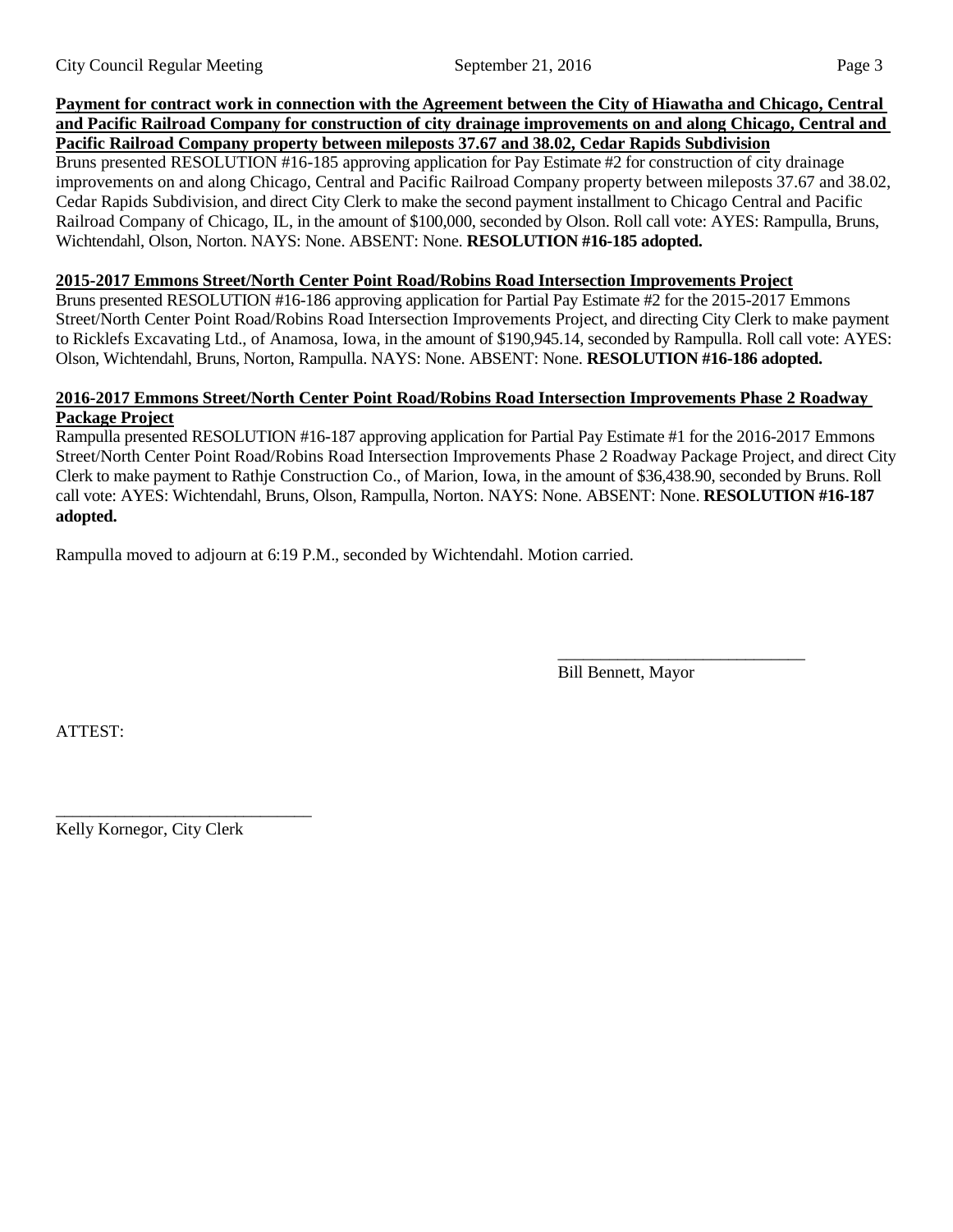**Payment for contract work in connection with the Agreement between the City of Hiawatha and Chicago, Central and Pacific Railroad Company for construction of city drainage improvements on and along Chicago, Central and Pacific Railroad Company property between mileposts 37.67 and 38.02, Cedar Rapids Subdivision**

Bruns presented RESOLUTION #16-185 approving application for Pay Estimate #2 for construction of city drainage improvements on and along Chicago, Central and Pacific Railroad Company property between mileposts 37.67 and 38.02, Cedar Rapids Subdivision, and direct City Clerk to make the second payment installment to Chicago Central and Pacific Railroad Company of Chicago, IL, in the amount of $100,000, seconded by Olson. Roll call vote: AYES: Rampulla, Bruns, Wichtendahl, Olson, Norton. NAYS: None. ABSENT: None. **RESOLUTION #16-185 adopted.**

**2015-2017 Emmons Street/North Center Point Road/Robins Road Intersection Improvements Project**

Bruns presented RESOLUTION #16-186 approving application for Partial Pay Estimate #2 for the 2015-2017 Emmons Street/North Center Point Road/Robins Road Intersection Improvements Project, and directing City Clerk to make payment to Ricklefs Excavating Ltd., of Anamosa, Iowa, in the amount of $190,945.14, seconded by Rampulla. Roll call vote: AYES: Olson, Wichtendahl, Bruns, Norton, Rampulla. NAYS: None. ABSENT: None. **RESOLUTION #16-186 adopted.**

**2016-2017 Emmons Street/North Center Point Road/Robins Road Intersection Improvements Phase 2 Roadway Package Project**

Rampulla presented RESOLUTION #16-187 approving application for Partial Pay Estimate #1 for the 2016-2017 Emmons Street/North Center Point Road/Robins Road Intersection Improvements Phase 2 Roadway Package Project, and direct City Clerk to make payment to Rathje Construction Co., of Marion, Iowa, in the amount of $36,438.90, seconded by Bruns. Roll call vote: AYES: Wichtendahl, Bruns, Olson, Rampulla, Norton. NAYS: None. ABSENT: None. **RESOLUTION #16-187 adopted.**

Rampulla moved to adjourn at 6:19 P.M., seconded by Wichtendahl. Motion carried.

\_\_\_\_\_\_\_\_\_\_\_\_\_\_\_\_\_\_\_\_\_\_\_\_\_\_\_\_\_\_
Bill Bennett, Mayor

ATTEST:

\_\_\_\_\_\_\_\_\_\_\_\_\_\_\_\_\_\_\_\_\_\_\_\_\_\_\_\_\_\_
Kelly Kornegor, City Clerk